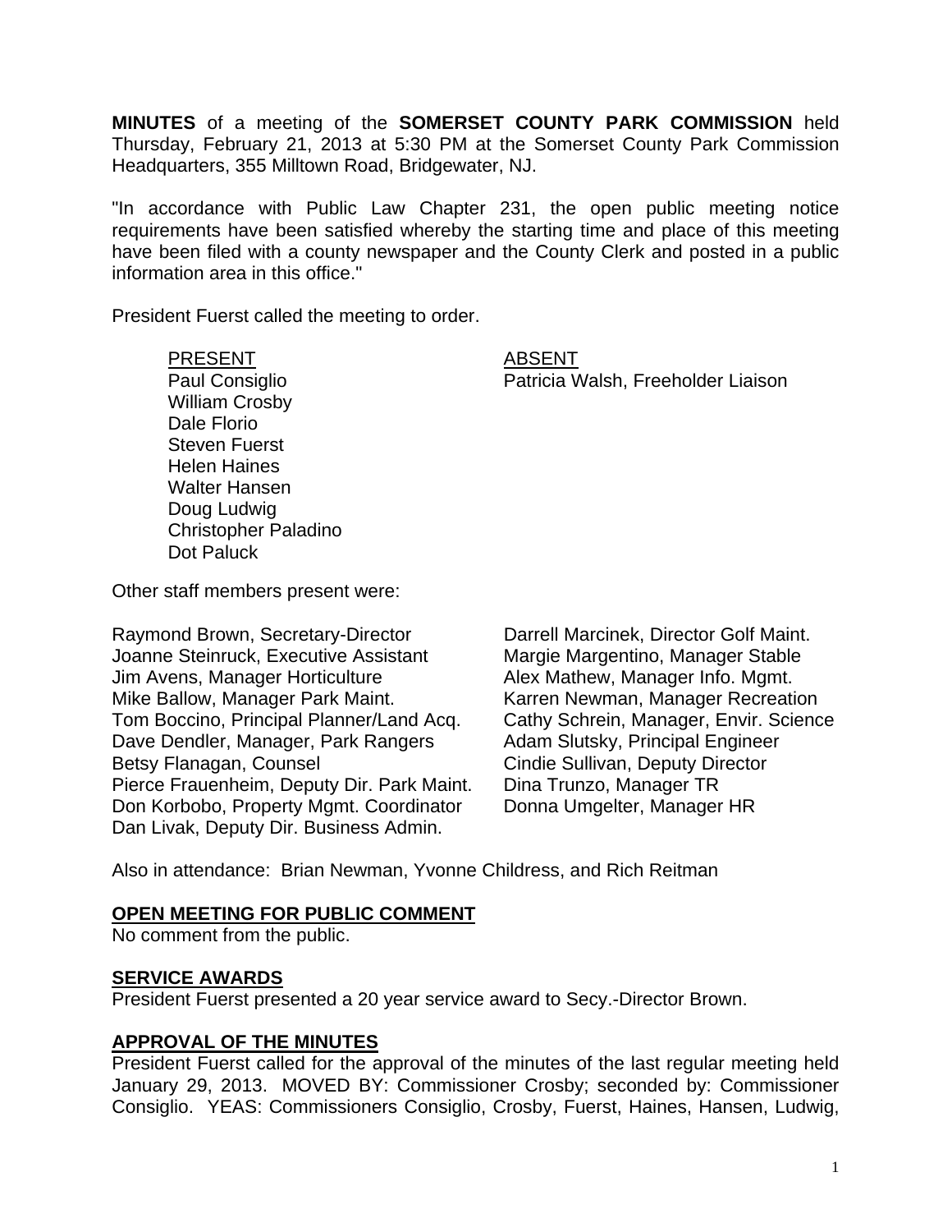**MINUTES** of a meeting of the **SOMERSET COUNTY PARK COMMISSION** held Thursday, February 21, 2013 at 5:30 PM at the Somerset County Park Commission Headquarters, 355 Milltown Road, Bridgewater, NJ.

"In accordance with Public Law Chapter 231, the open public meeting notice requirements have been satisfied whereby the starting time and place of this meeting have been filed with a county newspaper and the County Clerk and posted in a public information area in this office."

President Fuerst called the meeting to order.

| PRESENT | ABSENT |
|---|---|
| Paul Consiglio | Patricia Walsh, Freeholder Liaison |
| William Crosby | |
| Dale Florio | |
| Steven Fuerst | |
| Helen Haines | |
| Walter Hansen | |
| Doug Ludwig | |
| Christopher Paladino | |
| Dot Paluck | |

Other staff members present were:

Raymond Brown, Secretary-Director
Joanne Steinruck, Executive Assistant
Jim Avens, Manager Horticulture
Mike Ballow, Manager Park Maint.
Tom Boccino, Principal Planner/Land Acq.
Dave Dendler, Manager, Park Rangers
Betsy Flanagan, Counsel
Pierce Frauenheim, Deputy Dir. Park Maint.
Don Korbobo, Property Mgmt. Coordinator
Dan Livak, Deputy Dir. Business Admin.
Darrell Marcinek, Director Golf Maint.
Margie Margentino, Manager Stable
Alex Mathew, Manager Info. Mgmt.
Karren Newman, Manager Recreation
Cathy Schrein, Manager, Envir. Science
Adam Slutsky, Principal Engineer
Cindie Sullivan, Deputy Director
Dina Trunzo, Manager TR
Donna Umgelter, Manager HR

Also in attendance: Brian Newman, Yvonne Childress, and Rich Reitman

## OPEN MEETING FOR PUBLIC COMMENT

No comment from the public.

## SERVICE AWARDS

President Fuerst presented a 20 year service award to Secy.-Director Brown.

## APPROVAL OF THE MINUTES

President Fuerst called for the approval of the minutes of the last regular meeting held January 29, 2013. MOVED BY: Commissioner Crosby; seconded by: Commissioner Consiglio. YEAS: Commissioners Consiglio, Crosby, Fuerst, Haines, Hansen, Ludwig,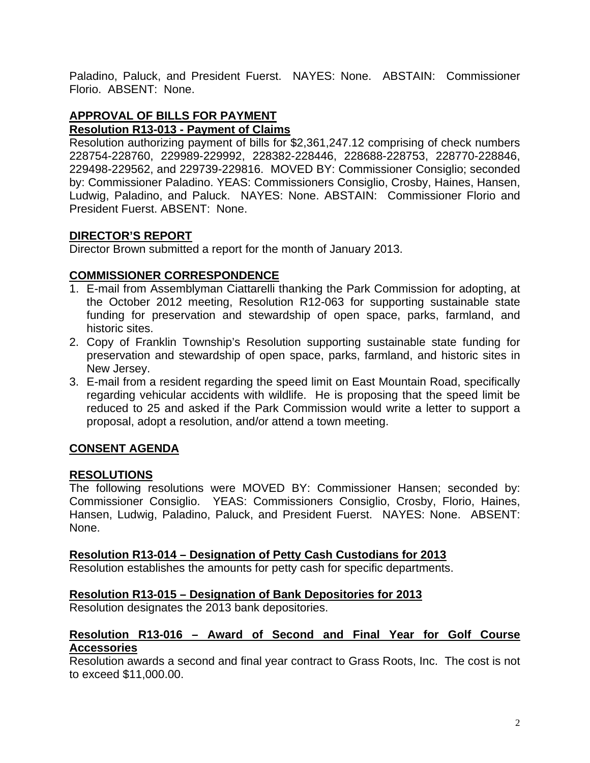Paladino, Paluck, and President Fuerst. NAYES: None. ABSTAIN: Commissioner Florio. ABSENT: None.

## APPROVAL OF BILLS FOR PAYMENT

### Resolution R13-013 - Payment of Claims

Resolution authorizing payment of bills for $2,361,247.12 comprising of check numbers 228754-228760, 229989-229992, 228382-228446, 228688-228753, 228770-228846, 229498-229562, and 229739-229816. MOVED BY: Commissioner Consiglio; seconded by: Commissioner Paladino. YEAS: Commissioners Consiglio, Crosby, Haines, Hansen, Ludwig, Paladino, and Paluck. NAYES: None. ABSTAIN: Commissioner Florio and President Fuerst. ABSENT: None.

## DIRECTOR'S REPORT

Director Brown submitted a report for the month of January 2013.

## COMMISSIONER CORRESPONDENCE

1. E-mail from Assemblyman Ciattarelli thanking the Park Commission for adopting, at the October 2012 meeting, Resolution R12-063 for supporting sustainable state funding for preservation and stewardship of open space, parks, farmland, and historic sites.
2. Copy of Franklin Township's Resolution supporting sustainable state funding for preservation and stewardship of open space, parks, farmland, and historic sites in New Jersey.
3. E-mail from a resident regarding the speed limit on East Mountain Road, specifically regarding vehicular accidents with wildlife. He is proposing that the speed limit be reduced to 25 and asked if the Park Commission would write a letter to support a proposal, adopt a resolution, and/or attend a town meeting.

## CONSENT AGENDA

## RESOLUTIONS

The following resolutions were MOVED BY: Commissioner Hansen; seconded by: Commissioner Consiglio. YEAS: Commissioners Consiglio, Crosby, Florio, Haines, Hansen, Ludwig, Paladino, Paluck, and President Fuerst. NAYES: None. ABSENT: None.

### Resolution R13-014 – Designation of Petty Cash Custodians for 2013

Resolution establishes the amounts for petty cash for specific departments.

### Resolution R13-015 – Designation of Bank Depositories for 2013

Resolution designates the 2013 bank depositories.

### Resolution R13-016 – Award of Second and Final Year for Golf Course Accessories

Resolution awards a second and final year contract to Grass Roots, Inc. The cost is not to exceed $11,000.00.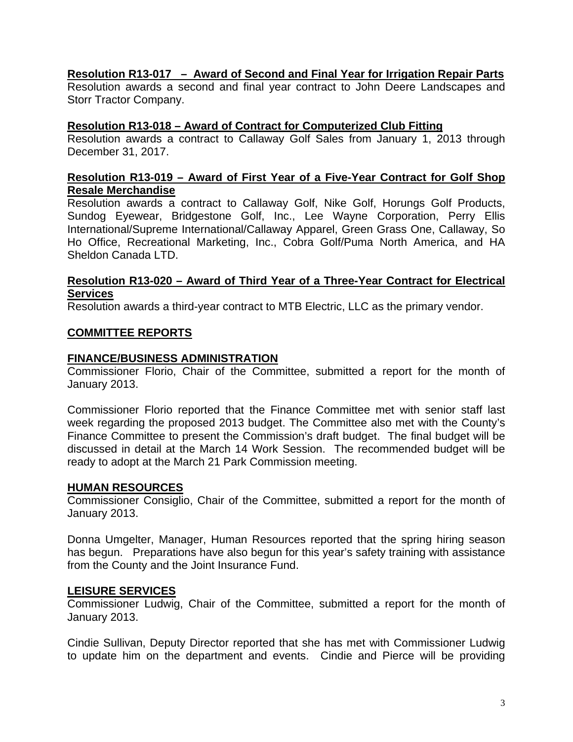**Resolution R13-017 – Award of Second and Final Year for Irrigation Repair Parts**

Resolution awards a second and final year contract to John Deere Landscapes and Storr Tractor Company.

**Resolution R13-018 – Award of Contract for Computerized Club Fitting**

Resolution awards a contract to Callaway Golf Sales from January 1, 2013 through December 31, 2017.

**Resolution R13-019 – Award of First Year of a Five-Year Contract for Golf Shop Resale Merchandise**

Resolution awards a contract to Callaway Golf, Nike Golf, Horungs Golf Products, Sundog Eyewear, Bridgestone Golf, Inc., Lee Wayne Corporation, Perry Ellis International/Supreme International/Callaway Apparel, Green Grass One, Callaway, So Ho Office, Recreational Marketing, Inc., Cobra Golf/Puma North America, and HA Sheldon Canada LTD.

**Resolution R13-020 – Award of Third Year of a Three-Year Contract for Electrical Services**

Resolution awards a third-year contract to MTB Electric, LLC as the primary vendor.

## COMMITTEE REPORTS

### FINANCE/BUSINESS ADMINISTRATION

Commissioner Florio, Chair of the Committee, submitted a report for the month of January 2013.

Commissioner Florio reported that the Finance Committee met with senior staff last week regarding the proposed 2013 budget. The Committee also met with the County's Finance Committee to present the Commission's draft budget. The final budget will be discussed in detail at the March 14 Work Session. The recommended budget will be ready to adopt at the March 21 Park Commission meeting.

### HUMAN RESOURCES

Commissioner Consiglio, Chair of the Committee, submitted a report for the month of January 2013.

Donna Umgelter, Manager, Human Resources reported that the spring hiring season has begun. Preparations have also begun for this year's safety training with assistance from the County and the Joint Insurance Fund.

### LEISURE SERVICES

Commissioner Ludwig, Chair of the Committee, submitted a report for the month of January 2013.

Cindie Sullivan, Deputy Director reported that she has met with Commissioner Ludwig to update him on the department and events. Cindie and Pierce will be providing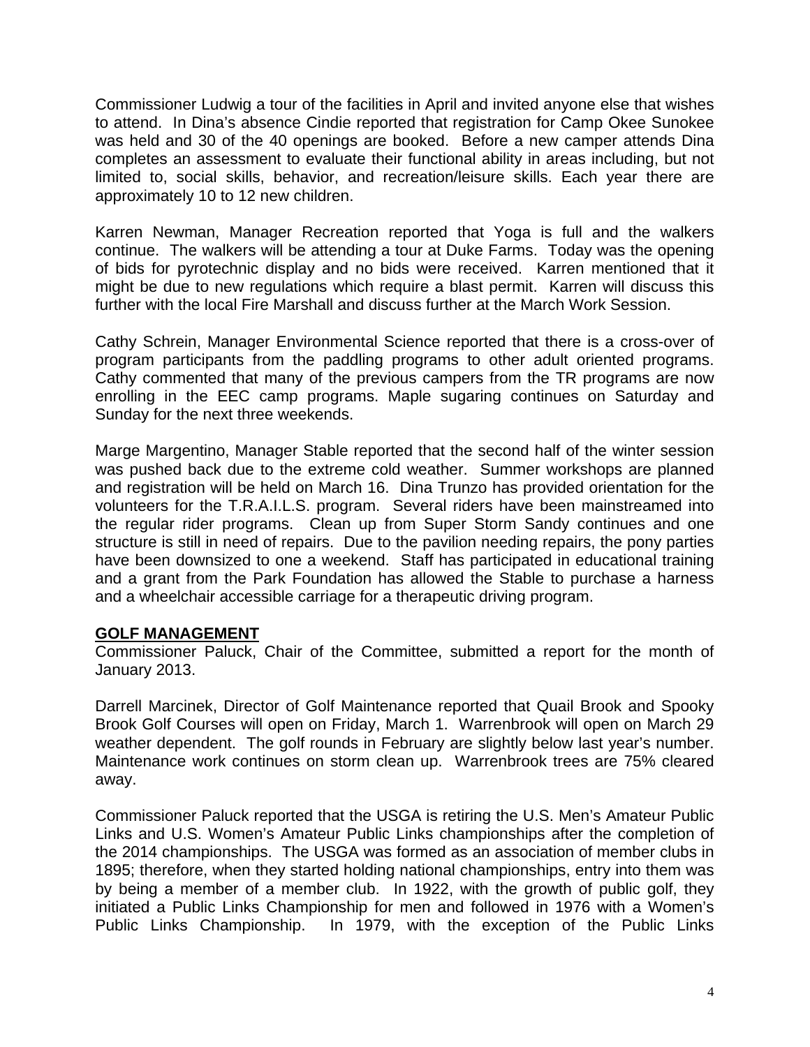Commissioner Ludwig a tour of the facilities in April and invited anyone else that wishes to attend. In Dina's absence Cindie reported that registration for Camp Okee Sunokee was held and 30 of the 40 openings are booked. Before a new camper attends Dina completes an assessment to evaluate their functional ability in areas including, but not limited to, social skills, behavior, and recreation/leisure skills. Each year there are approximately 10 to 12 new children.

Karren Newman, Manager Recreation reported that Yoga is full and the walkers continue. The walkers will be attending a tour at Duke Farms. Today was the opening of bids for pyrotechnic display and no bids were received. Karren mentioned that it might be due to new regulations which require a blast permit. Karren will discuss this further with the local Fire Marshall and discuss further at the March Work Session.

Cathy Schrein, Manager Environmental Science reported that there is a cross-over of program participants from the paddling programs to other adult oriented programs. Cathy commented that many of the previous campers from the TR programs are now enrolling in the EEC camp programs. Maple sugaring continues on Saturday and Sunday for the next three weekends.

Marge Margentino, Manager Stable reported that the second half of the winter session was pushed back due to the extreme cold weather. Summer workshops are planned and registration will be held on March 16. Dina Trunzo has provided orientation for the volunteers for the T.R.A.I.L.S. program. Several riders have been mainstreamed into the regular rider programs. Clean up from Super Storm Sandy continues and one structure is still in need of repairs. Due to the pavilion needing repairs, the pony parties have been downsized to one a weekend. Staff has participated in educational training and a grant from the Park Foundation has allowed the Stable to purchase a harness and a wheelchair accessible carriage for a therapeutic driving program.

**GOLF MANAGEMENT**

Commissioner Paluck, Chair of the Committee, submitted a report for the month of January 2013.

Darrell Marcinek, Director of Golf Maintenance reported that Quail Brook and Spooky Brook Golf Courses will open on Friday, March 1. Warrenbrook will open on March 29 weather dependent. The golf rounds in February are slightly below last year's number. Maintenance work continues on storm clean up. Warrenbrook trees are 75% cleared away.

Commissioner Paluck reported that the USGA is retiring the U.S. Men's Amateur Public Links and U.S. Women's Amateur Public Links championships after the completion of the 2014 championships. The USGA was formed as an association of member clubs in 1895; therefore, when they started holding national championships, entry into them was by being a member of a member club. In 1922, with the growth of public golf, they initiated a Public Links Championship for men and followed in 1976 with a Women's Public Links Championship. In 1979, with the exception of the Public Links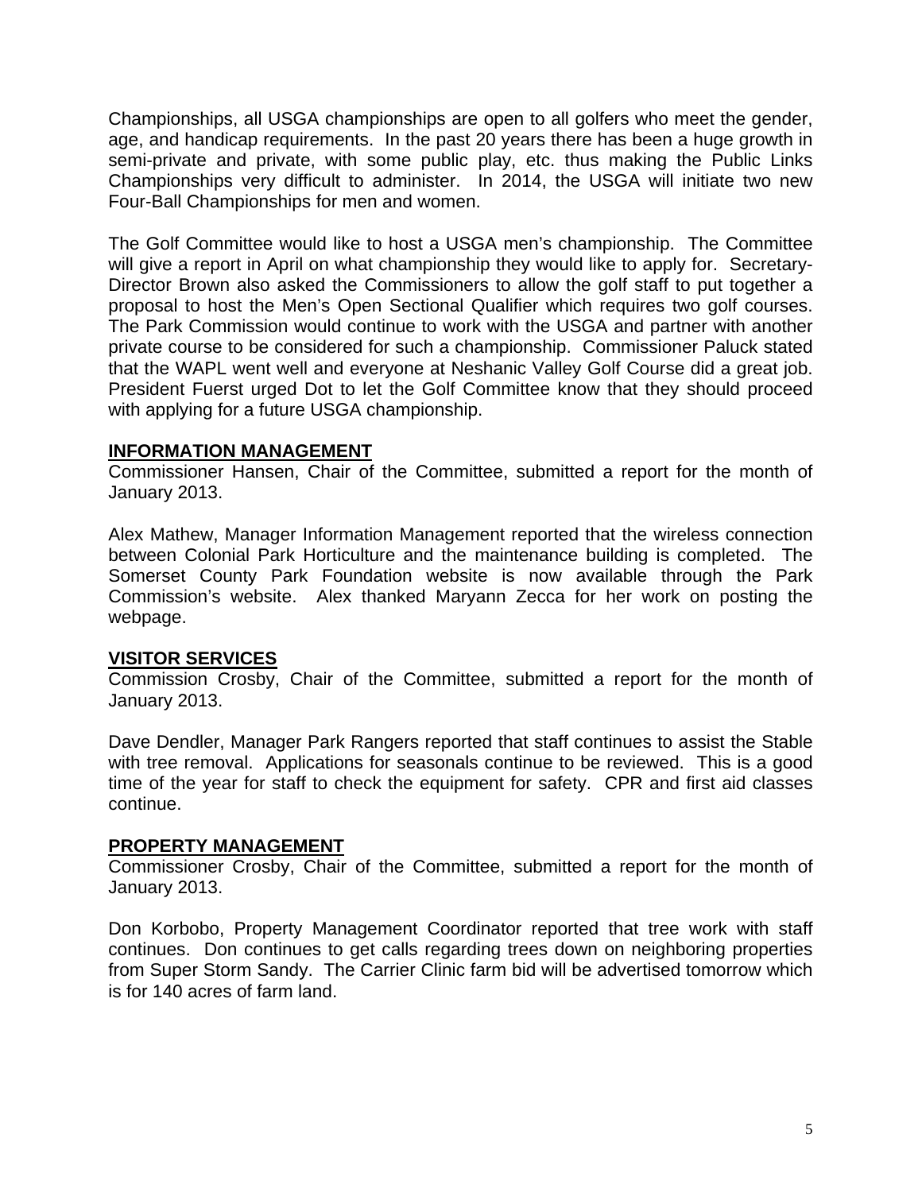Championships, all USGA championships are open to all golfers who meet the gender, age, and handicap requirements. In the past 20 years there has been a huge growth in semi-private and private, with some public play, etc. thus making the Public Links Championships very difficult to administer. In 2014, the USGA will initiate two new Four-Ball Championships for men and women.

The Golf Committee would like to host a USGA men's championship. The Committee will give a report in April on what championship they would like to apply for. Secretary-Director Brown also asked the Commissioners to allow the golf staff to put together a proposal to host the Men's Open Sectional Qualifier which requires two golf courses. The Park Commission would continue to work with the USGA and partner with another private course to be considered for such a championship. Commissioner Paluck stated that the WAPL went well and everyone at Neshanic Valley Golf Course did a great job. President Fuerst urged Dot to let the Golf Committee know that they should proceed with applying for a future USGA championship.

## INFORMATION MANAGEMENT

Commissioner Hansen, Chair of the Committee, submitted a report for the month of January 2013.

Alex Mathew, Manager Information Management reported that the wireless connection between Colonial Park Horticulture and the maintenance building is completed. The Somerset County Park Foundation website is now available through the Park Commission's website. Alex thanked Maryann Zecca for her work on posting the webpage.

## VISITOR SERVICES

Commission Crosby, Chair of the Committee, submitted a report for the month of January 2013.

Dave Dendler, Manager Park Rangers reported that staff continues to assist the Stable with tree removal. Applications for seasonals continue to be reviewed. This is a good time of the year for staff to check the equipment for safety. CPR and first aid classes continue.

## PROPERTY MANAGEMENT

Commissioner Crosby, Chair of the Committee, submitted a report for the month of January 2013.

Don Korbobo, Property Management Coordinator reported that tree work with staff continues. Don continues to get calls regarding trees down on neighboring properties from Super Storm Sandy. The Carrier Clinic farm bid will be advertised tomorrow which is for 140 acres of farm land.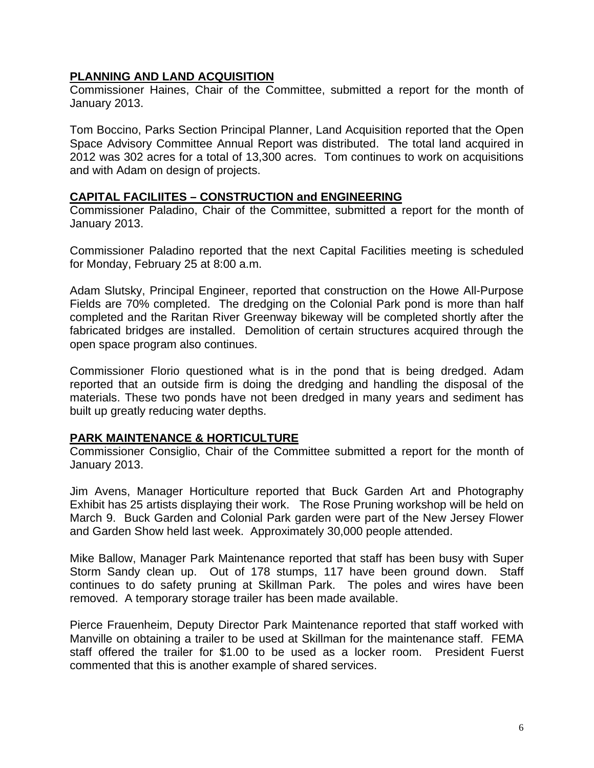## PLANNING AND LAND ACQUISITION

Commissioner Haines, Chair of the Committee, submitted a report for the month of January 2013.

Tom Boccino, Parks Section Principal Planner, Land Acquisition reported that the Open Space Advisory Committee Annual Report was distributed. The total land acquired in 2012 was 302 acres for a total of 13,300 acres. Tom continues to work on acquisitions and with Adam on design of projects.

## CAPITAL FACILIITES – CONSTRUCTION and ENGINEERING

Commissioner Paladino, Chair of the Committee, submitted a report for the month of January 2013.

Commissioner Paladino reported that the next Capital Facilities meeting is scheduled for Monday, February 25 at 8:00 a.m.

Adam Slutsky, Principal Engineer, reported that construction on the Howe All-Purpose Fields are 70% completed. The dredging on the Colonial Park pond is more than half completed and the Raritan River Greenway bikeway will be completed shortly after the fabricated bridges are installed. Demolition of certain structures acquired through the open space program also continues.

Commissioner Florio questioned what is in the pond that is being dredged. Adam reported that an outside firm is doing the dredging and handling the disposal of the materials. These two ponds have not been dredged in many years and sediment has built up greatly reducing water depths.

## PARK MAINTENANCE & HORTICULTURE

Commissioner Consiglio, Chair of the Committee submitted a report for the month of January 2013.

Jim Avens, Manager Horticulture reported that Buck Garden Art and Photography Exhibit has 25 artists displaying their work. The Rose Pruning workshop will be held on March 9. Buck Garden and Colonial Park garden were part of the New Jersey Flower and Garden Show held last week. Approximately 30,000 people attended.

Mike Ballow, Manager Park Maintenance reported that staff has been busy with Super Storm Sandy clean up. Out of 178 stumps, 117 have been ground down. Staff continues to do safety pruning at Skillman Park. The poles and wires have been removed. A temporary storage trailer has been made available.

Pierce Frauenheim, Deputy Director Park Maintenance reported that staff worked with Manville on obtaining a trailer to be used at Skillman for the maintenance staff. FEMA staff offered the trailer for $1.00 to be used as a locker room. President Fuerst commented that this is another example of shared services.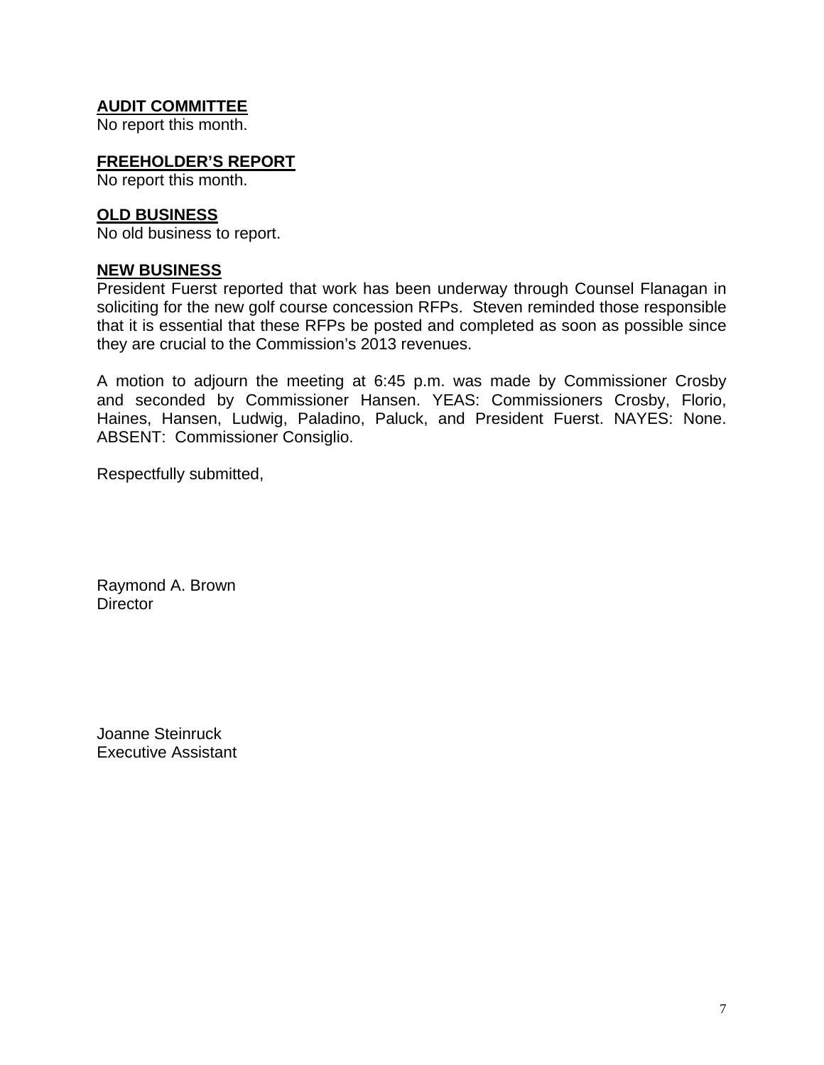**AUDIT COMMITTEE**
No report this month.

**FREEHOLDER'S REPORT**
No report this month.

**OLD BUSINESS**
No old business to report.

**NEW BUSINESS**
President Fuerst reported that work has been underway through Counsel Flanagan in soliciting for the new golf course concession RFPs. Steven reminded those responsible that it is essential that these RFPs be posted and completed as soon as possible since they are crucial to the Commission's 2013 revenues.

A motion to adjourn the meeting at 6:45 p.m. was made by Commissioner Crosby and seconded by Commissioner Hansen. YEAS: Commissioners Crosby, Florio, Haines, Hansen, Ludwig, Paladino, Paluck, and President Fuerst. NAYES: None. ABSENT: Commissioner Consiglio.

Respectfully submitted,

Raymond A. Brown
Director

Joanne Steinruck
Executive Assistant